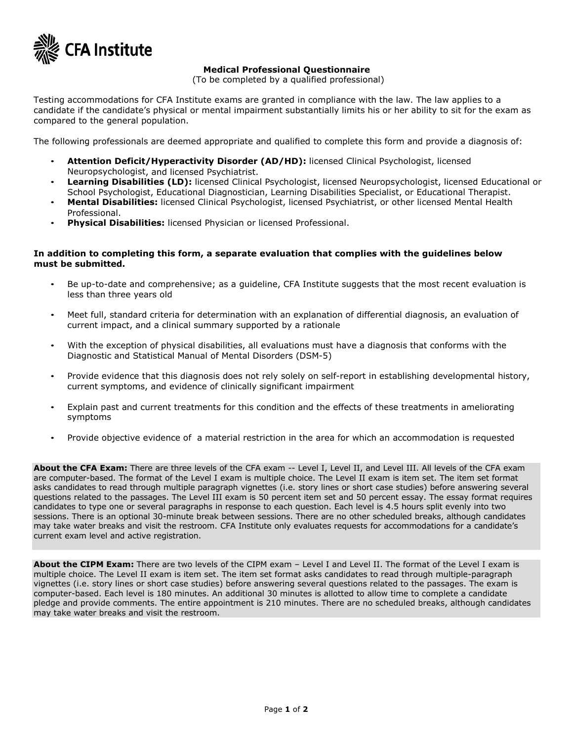**CFA Institute**

# Medical Professional Questionnaire

(To be completed by a qualified professional)

Testing accommodations for CFA Institute exams are granted in compliance with the law. The law applies to a candidate if the candidate's physical or mental impairment substantially limits his or her ability to sit for the exam as compared to the general population.

The following professionals are deemed appropriate and qualified to complete this form and provide a diagnosis of:

- **Attention Deficit/Hyperactivity Disorder (AD/HD):** licensed Clinical Psychologist, licensed Neuropsychologist, and licensed Psychiatrist.
- **Learning Disabilities (LD):** licensed Clinical Psychologist, licensed Neuropsychologist, licensed Educational or School Psychologist, Educational Diagnostician, Learning Disabilities Specialist, or Educational Therapist.
- **Mental Disabilities:** licensed Clinical Psychologist, licensed Psychiatrist, or other licensed Mental Health Professional.
- **Physical Disabilities:** licensed Physician or licensed Professional.

**In addition to completing this form, a separate evaluation that complies with the guidelines below must be submitted.**

- Be up-to-date and comprehensive; as a guideline, CFA Institute suggests that the most recent evaluation is less than three years old
- Meet full, standard criteria for determination with an explanation of differential diagnosis, an evaluation of current impact, and a clinical summary supported by a rationale
- With the exception of physical disabilities, all evaluations must have a diagnosis that conforms with the Diagnostic and Statistical Manual of Mental Disorders (DSM-5)
- Provide evidence that this diagnosis does not rely solely on self-report in establishing developmental history, current symptoms, and evidence of clinically significant impairment
- Explain past and current treatments for this condition and the effects of these treatments in ameliorating symptoms
- Provide objective evidence of a material restriction in the area for which an accommodation is requested

**About the CFA Exam:** There are three levels of the CFA exam -- Level I, Level II, and Level III. All levels of the CFA exam are computer-based. The format of the Level I exam is multiple choice. The Level II exam is item set. The item set format asks candidates to read through multiple paragraph vignettes (i.e. story lines or short case studies) before answering several questions related to the passages. The Level III exam is 50 percent item set and 50 percent essay. The essay format requires candidates to type one or several paragraphs in response to each question. Each level is 4.5 hours split evenly into two sessions. There is an optional 30-minute break between sessions. There are no other scheduled breaks, although candidates may take water breaks and visit the restroom. CFA Institute only evaluates requests for accommodations for a candidate's current exam level and active registration.

**About the CIPM Exam:** There are two levels of the CIPM exam – Level I and Level II. The format of the Level I exam is multiple choice. The Level II exam is item set. The item set format asks candidates to read through multiple-paragraph vignettes (i.e. story lines or short case studies) before answering several questions related to the passages. The exam is computer-based. Each level is 180 minutes. An additional 30 minutes is allotted to allow time to complete a candidate pledge and provide comments. The entire appointment is 210 minutes. There are no scheduled breaks, although candidates may take water breaks and visit the restroom.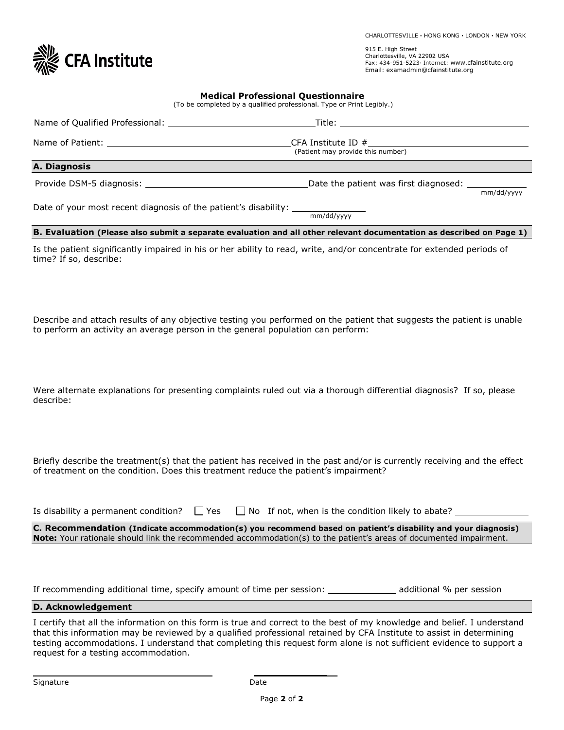CFA Institute

CHARLOTTESVILLE • HONG KONG • LONDON • NEW YORK

915 E. High Street
Charlottesville, VA 22902 USA
Fax: 434-951-5223· Internet: www.cfainstitute.org
Email: examadmin@cfainstitute.org

## Medical Professional Questionnaire

(To be completed by a qualified professional. Type or Print Legibly.)

Name of Qualified Professional: ______________________________ Title: ______________________________

Name of Patient: ______________________________ CFA Institute ID # ______________________________
(Patient may provide this number)

### A. Diagnosis

Provide DSM-5 diagnosis: ______________________________ Date the patient was first diagnosed: ____________ mm/dd/yyyy

Date of your most recent diagnosis of the patient's disability: ____________ mm/dd/yyyy

### B. Evaluation **(Please also submit a separate evaluation and all other relevant documentation as described on Page 1)**

Is the patient significantly impaired in his or her ability to read, write, and/or concentrate for extended periods of time? If so, describe:

Describe and attach results of any objective testing you performed on the patient that suggests the patient is unable to perform an activity an average person in the general population can perform:

Were alternate explanations for presenting complaints ruled out via a thorough differential diagnosis? If so, please describe:

Briefly describe the treatment(s) that the patient has received in the past and/or is currently receiving and the effect of treatment on the condition. Does this treatment reduce the patient's impairment?

Is disability a permanent condition? ☐ Yes ☐ No If not, when is the condition likely to abate? ____________

### C. Recommendation **(Indicate accommodation(s) you recommend based on patient's disability and your diagnosis)**

**Note:** Your rationale should link the recommended accommodation(s) to the patient's areas of documented impairment.

If recommending additional time, specify amount of time per session: ____________ additional % per session

### D. Acknowledgement

I certify that all the information on this form is true and correct to the best of my knowledge and belief. I understand that this information may be reviewed by a qualified professional retained by CFA Institute to assist in determining testing accommodations. I understand that completing this request form alone is not sufficient evidence to support a request for a testing accommodation.

______________________________ ____________
Signature Date